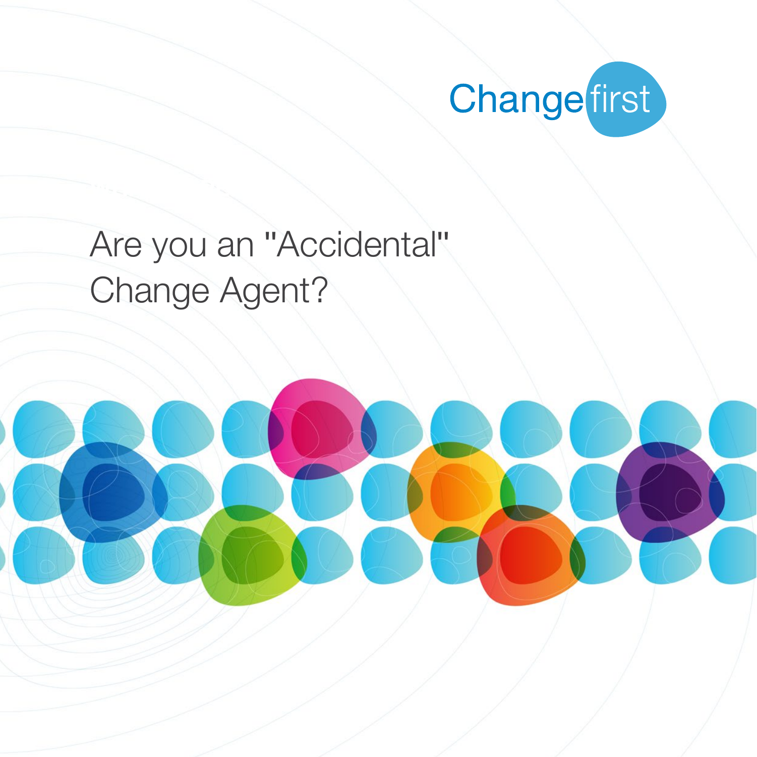Changefirst

# Are you an "Accidental" Change Agent?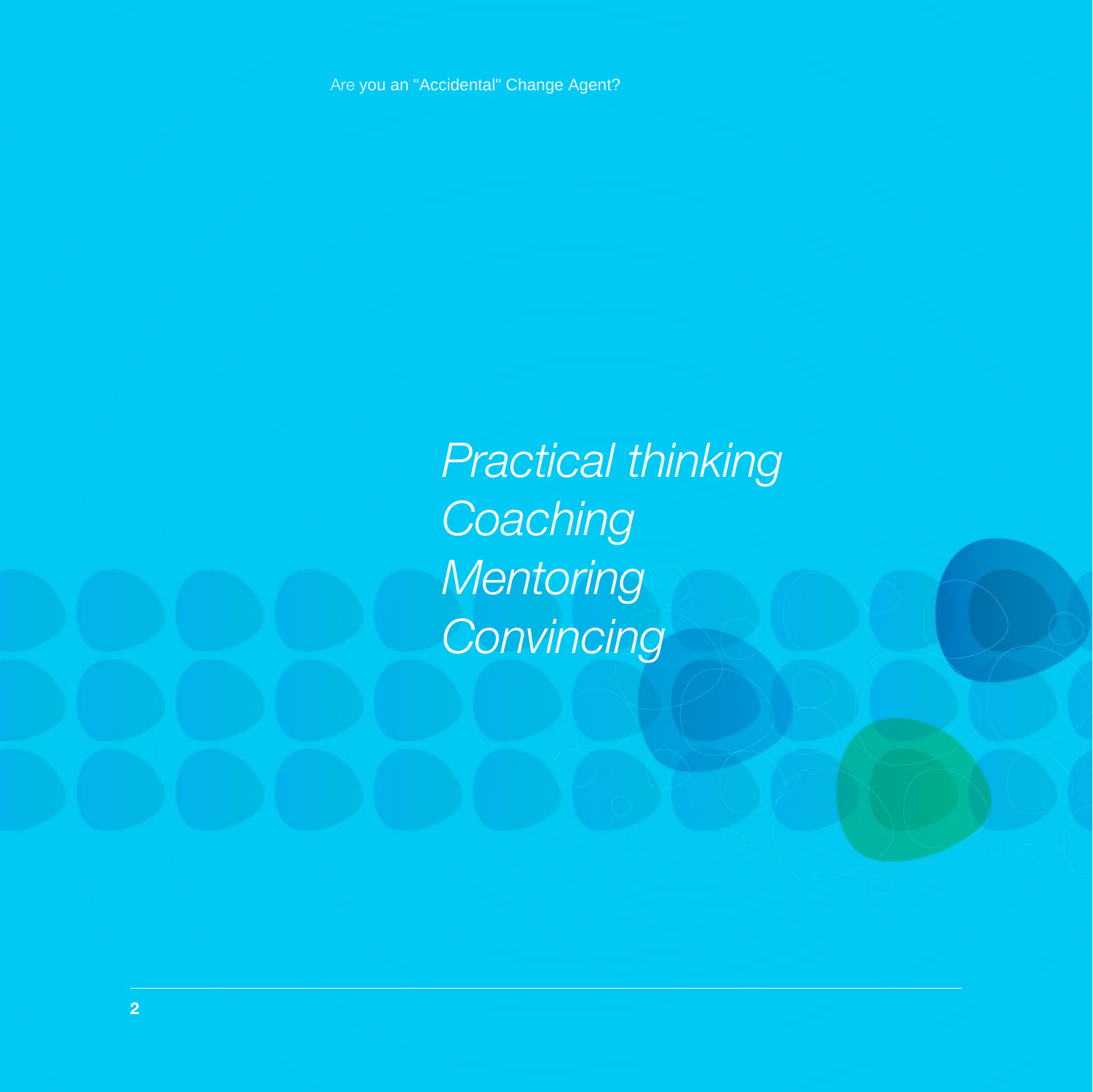*Practical thinking*
*Coaching*
*Mentoring*
*Convincing*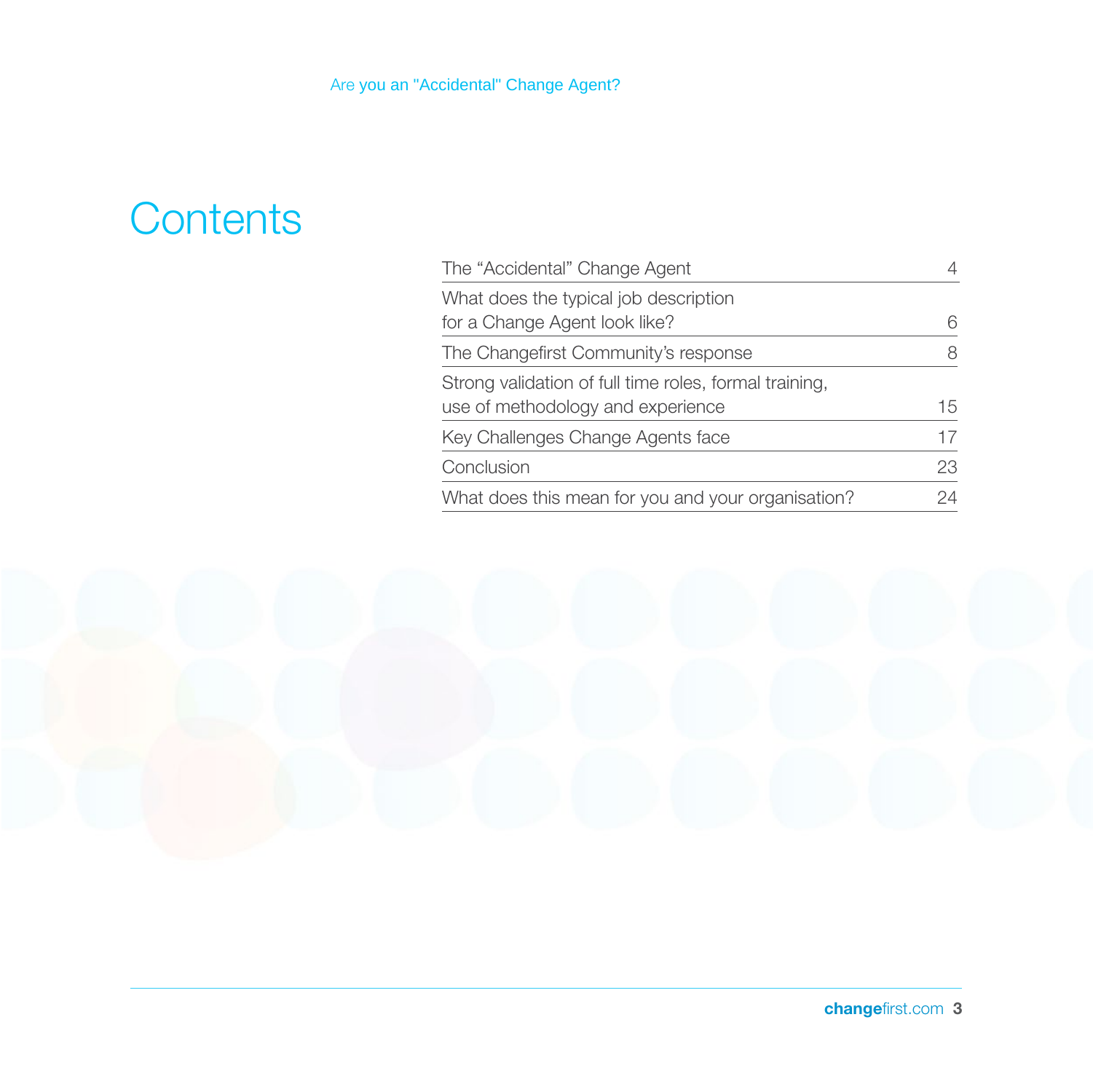# Contents

| | |
|---|---|
| The "Accidental" Change Agent | 4 |
| What does the typical job description for a Change Agent look like? | 6 |
| The Changefirst Community's response | 8 |
| Strong validation of full time roles, formal training, use of methodology and experience | 15 |
| Key Challenges Change Agents face | 17 |
| Conclusion | 23 |
| What does this mean for you and your organisation? | 24 |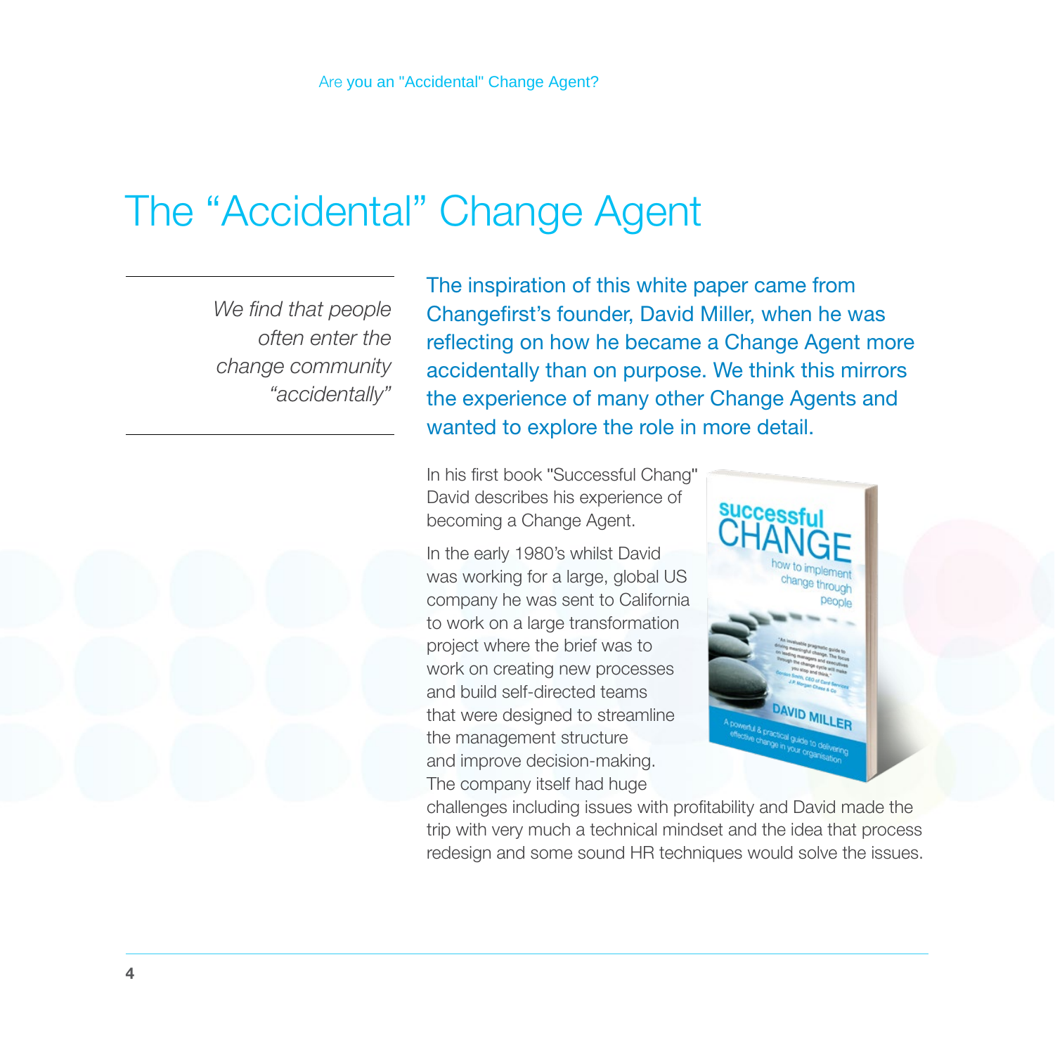# The "Accidental" Change Agent

*We find that people often enter the change community "accidentally"*

The inspiration of this white paper came from Changefirst's founder, David Miller, when he was reflecting on how he became a Change Agent more accidentally than on purpose. We think this mirrors the experience of many other Change Agents and wanted to explore the role in more detail.

In his first book "Successful Chang" David describes his experience of becoming a Change Agent.

In the early 1980's whilst David was working for a large, global US company he was sent to California to work on a large transformation project where the brief was to work on creating new processes and build self-directed teams that were designed to streamline the management structure and improve decision-making. The company itself had huge challenges including issues with profitability and David made the trip with very much a technical mindset and the idea that process redesign and some sound HR techniques would solve the issues.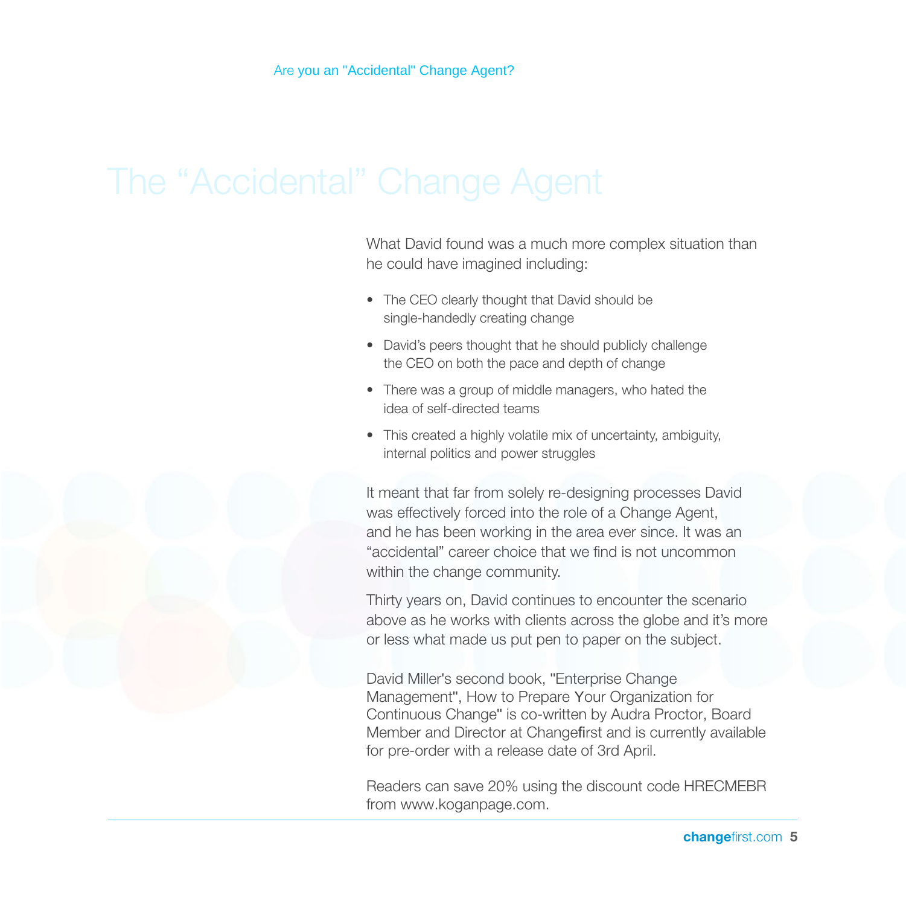# The “Accidental” Change Agent

What David found was a much more complex situation than he could have imagined including:

- The CEO clearly thought that David should be single-handedly creating change
- David’s peers thought that he should publicly challenge the CEO on both the pace and depth of change
- There was a group of middle managers, who hated the idea of self-directed teams
- This created a highly volatile mix of uncertainty, ambiguity, internal politics and power struggles

It meant that far from solely re-designing processes David was effectively forced into the role of a Change Agent, and he has been working in the area ever since. It was an “accidental” career choice that we find is not uncommon within the change community.

Thirty years on, David continues to encounter the scenario above as he works with clients across the globe and it’s more or less what made us put pen to paper on the subject.

David Miller's second book, "Enterprise Change Management", How to Prepare Your Organization for Continuous Change" is co-written by Audra Proctor, Board Member and Director at Changefirst and is currently available for pre-order with a release date of 3rd April.

Readers can save 20% using the discount code HRECMEBR from www.koganpage.com.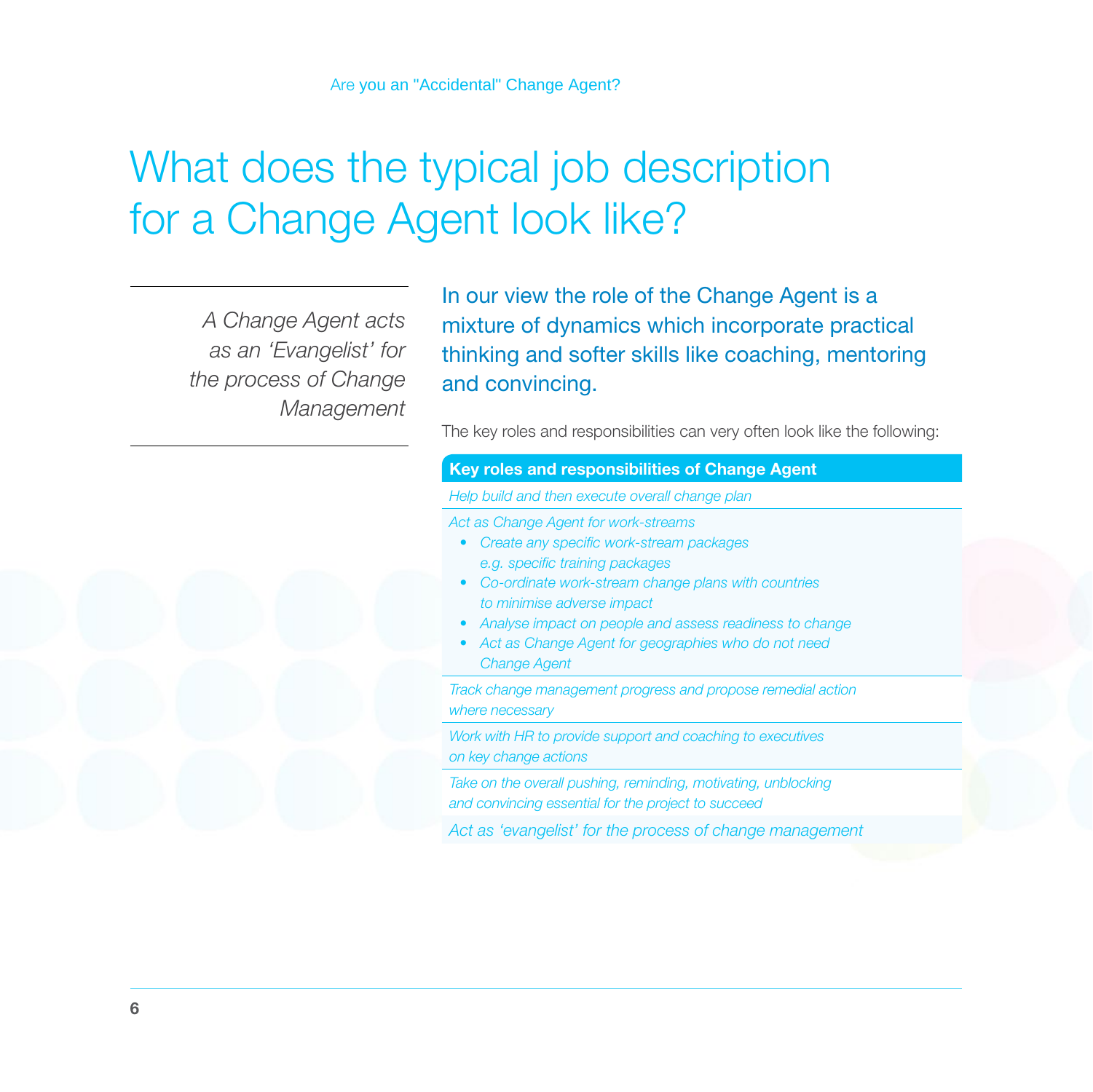# What does the typical job description for a Change Agent look like?

*A Change Agent acts as an 'Evangelist' for the process of Change Management*

In our view the role of the Change Agent is a mixture of dynamics which incorporate practical thinking and softer skills like coaching, mentoring and convincing.

The key roles and responsibilities can very often look like the following:

| Key roles and responsibilities of Change Agent |
| --- |
| *Help build and then execute overall change plan* |
| *Act as Change Agent for work-streams*<br>• *Create any specific work-stream packages e.g. specific training packages*<br>• *Co-ordinate work-stream change plans with countries to minimise adverse impact*<br>• *Analyse impact on people and assess readiness to change*<br>• *Act as Change Agent for geographies who do not need Change Agent* |
| *Track change management progress and propose remedial action where necessary* |
| *Work with HR to provide support and coaching to executives on key change actions* |
| *Take on the overall pushing, reminding, motivating, unblocking and convincing essential for the project to succeed* |
| *Act as 'evangelist' for the process of change management* |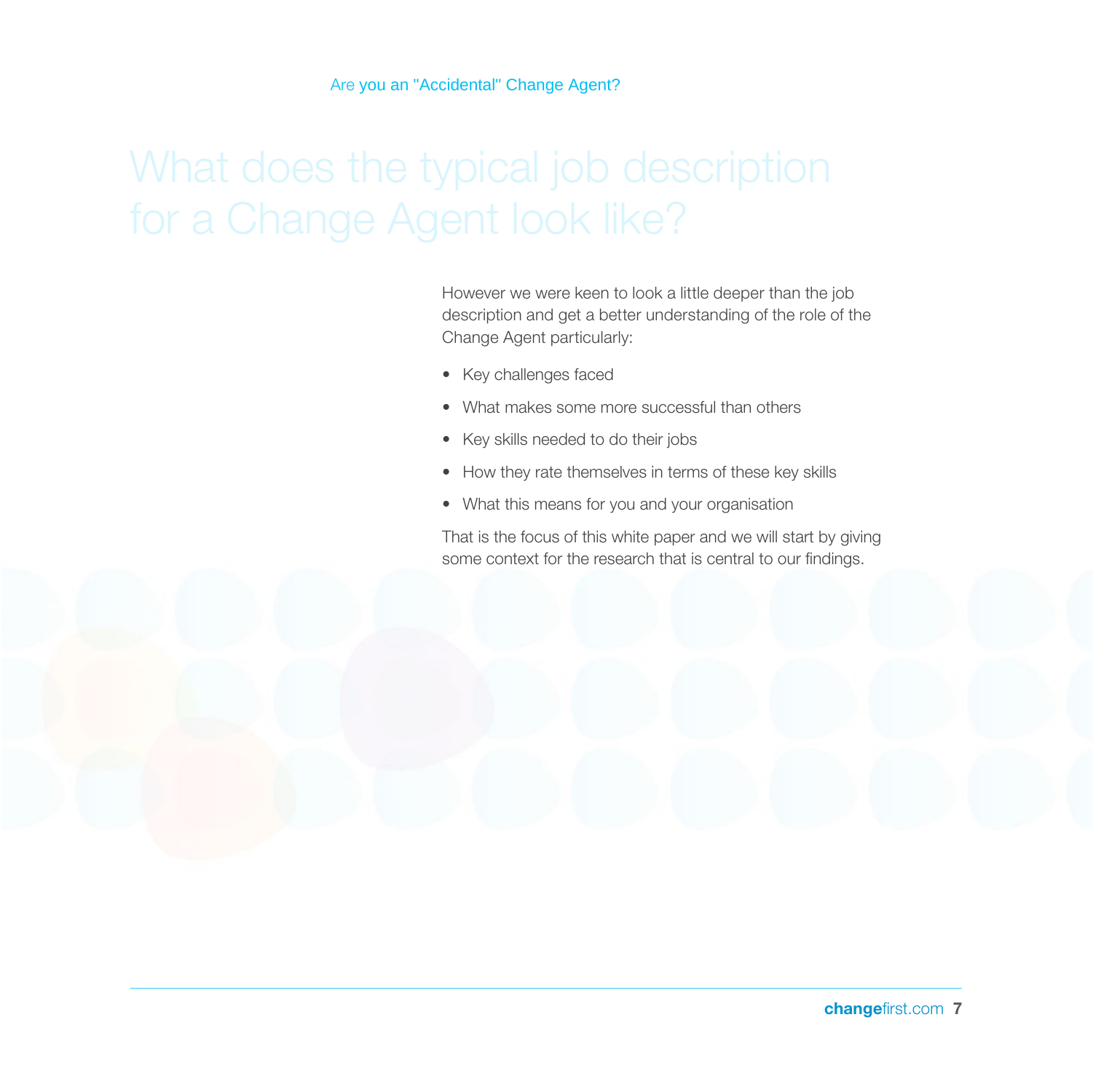# What does the typical job description for a Change Agent look like?

However we were keen to look a little deeper than the job description and get a better understanding of the role of the Change Agent particularly:

- Key challenges faced
- What makes some more successful than others
- Key skills needed to do their jobs
- How they rate themselves in terms of these key skills
- What this means for you and your organisation

That is the focus of this white paper and we will start by giving some context for the research that is central to our findings.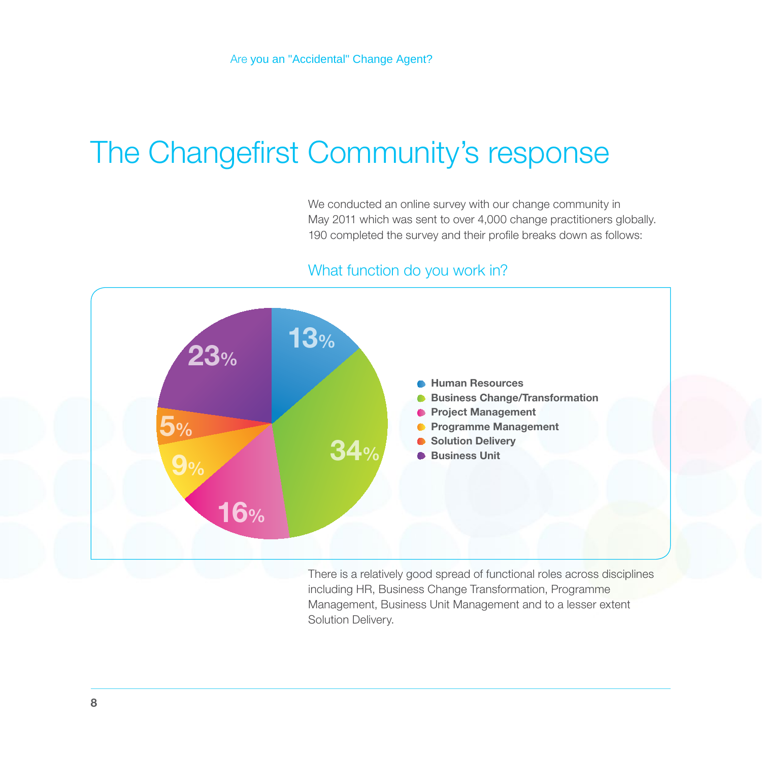# The Changefirst Community's response

We conducted an online survey with our change community in May 2011 which was sent to over 4,000 change practitioners globally. 190 completed the survey and their profile breaks down as follows:

## What function do you work in?

| Function | Percentage |
| --- | --- |
| Human Resources | 13% |
| Business Change/Transformation | 34% |
| Project Management | 16% |
| Programme Management | 9% |
| Solution Delivery | 5% |
| Business Unit | 23% |

There is a relatively good spread of functional roles across disciplines including HR, Business Change Transformation, Programme Management, Business Unit Management and to a lesser extent Solution Delivery.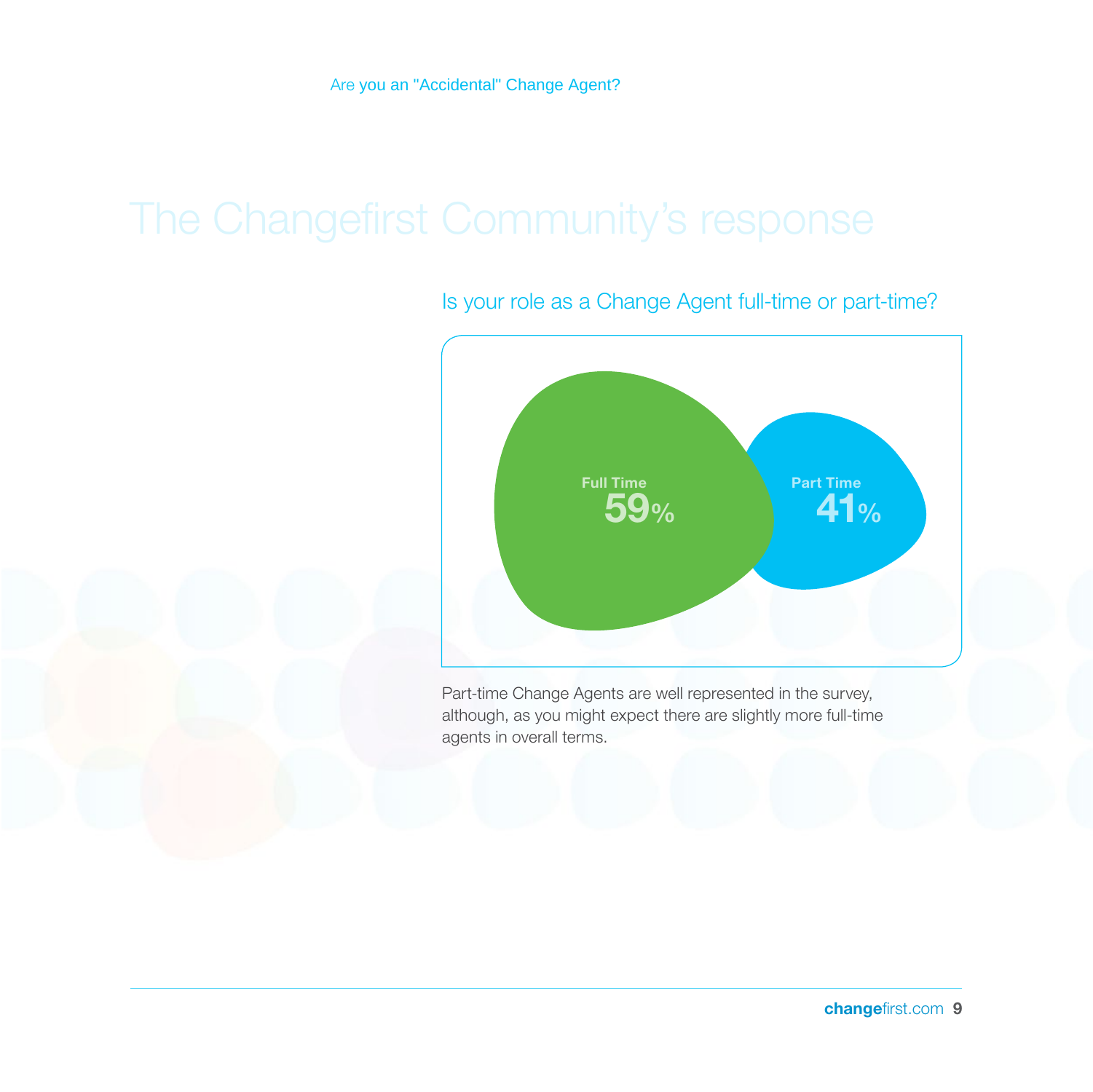# The Changefirst Community's response

## Is your role as a Change Agent full-time or part-time?

Full Time **59%**

Part Time **41%**

Part-time Change Agents are well represented in the survey, although, as you might expect there are slightly more full-time agents in overall terms.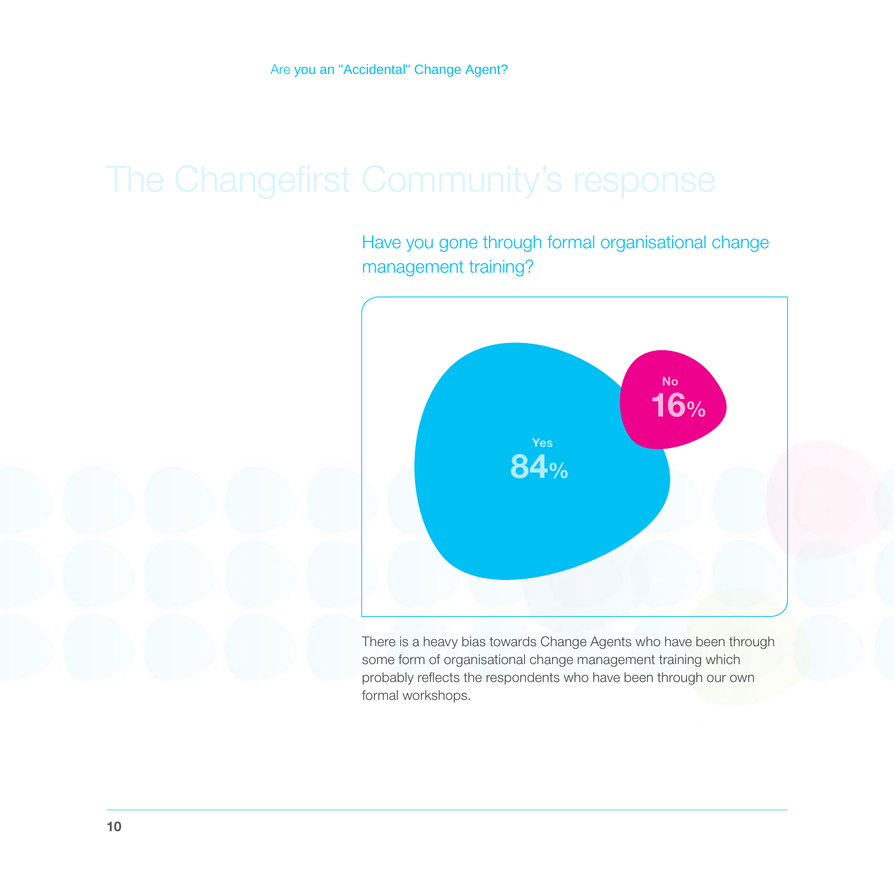# The Changefirst Community's response

## Have you gone through formal organisational change management training?

Yes 84%

No 16%

There is a heavy bias towards Change Agents who have been through some form of organisational change management training which probably reflects the respondents who have been through our own formal workshops.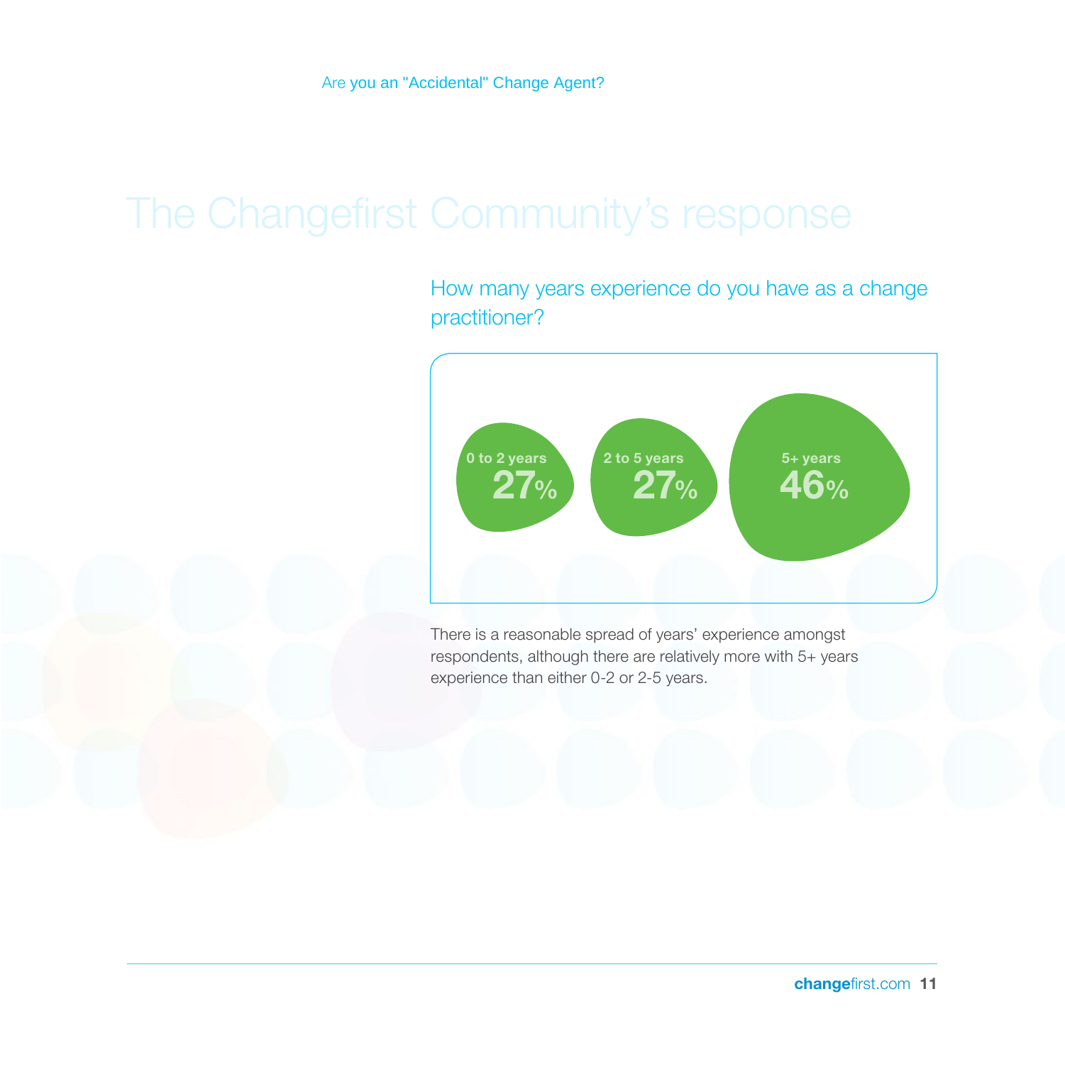# The Changefirst Community's response

## How many years experience do you have as a change practitioner?

0 to 2 years
27%

2 to 5 years
27%

5+ years
46%

There is a reasonable spread of years' experience amongst respondents, although there are relatively more with 5+ years experience than either 0-2 or 2-5 years.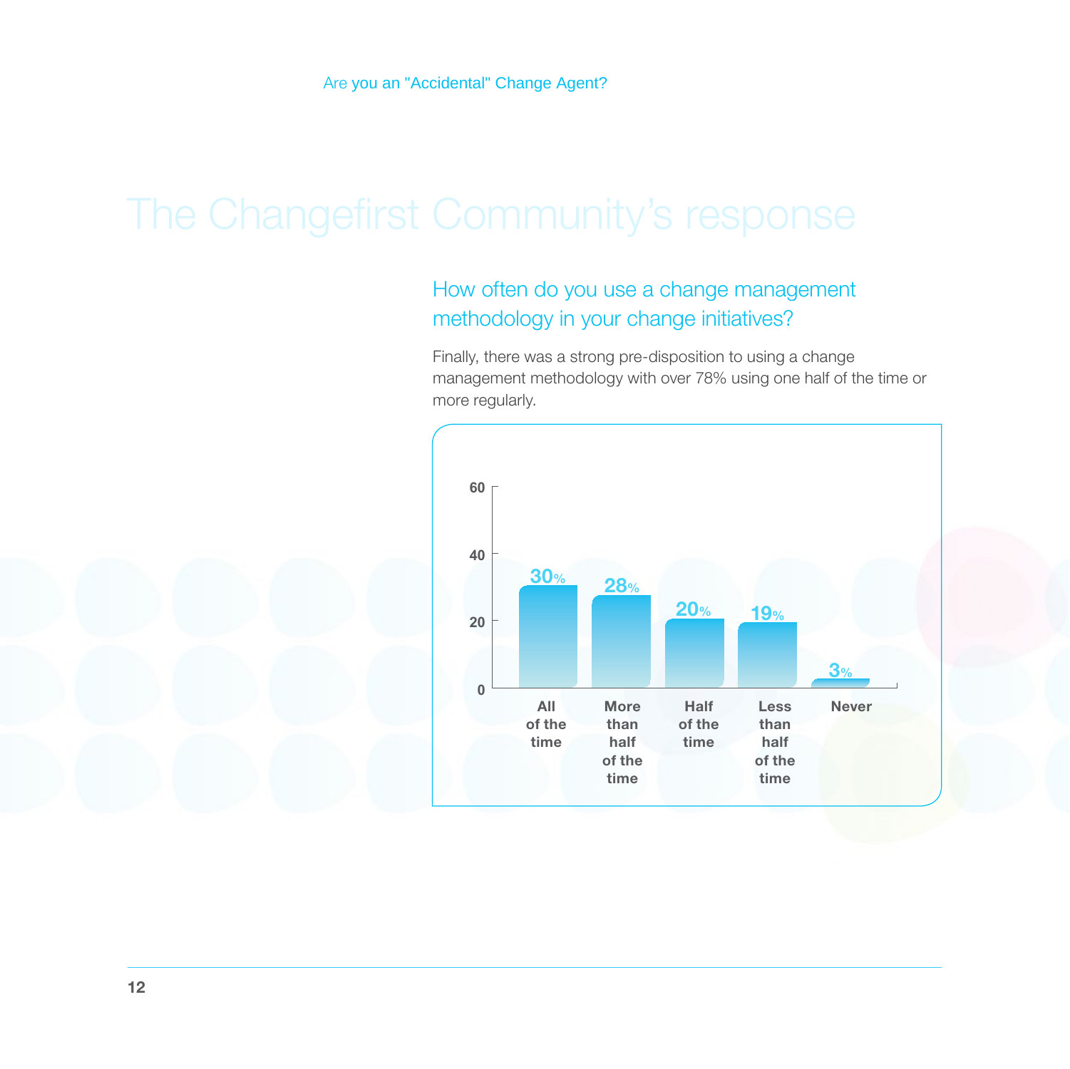# The Changefirst Community's response

## How often do you use a change management methodology in your change initiatives?

Finally, there was a strong pre-disposition to using a change management methodology with over 78% using one half of the time or more regularly.

| Response | Percentage |
|---|---|
| All of the time | 30% |
| More than half of the time | 28% |
| Half of the time | 20% |
| Less than half of the time | 19% |
| Never | 3% |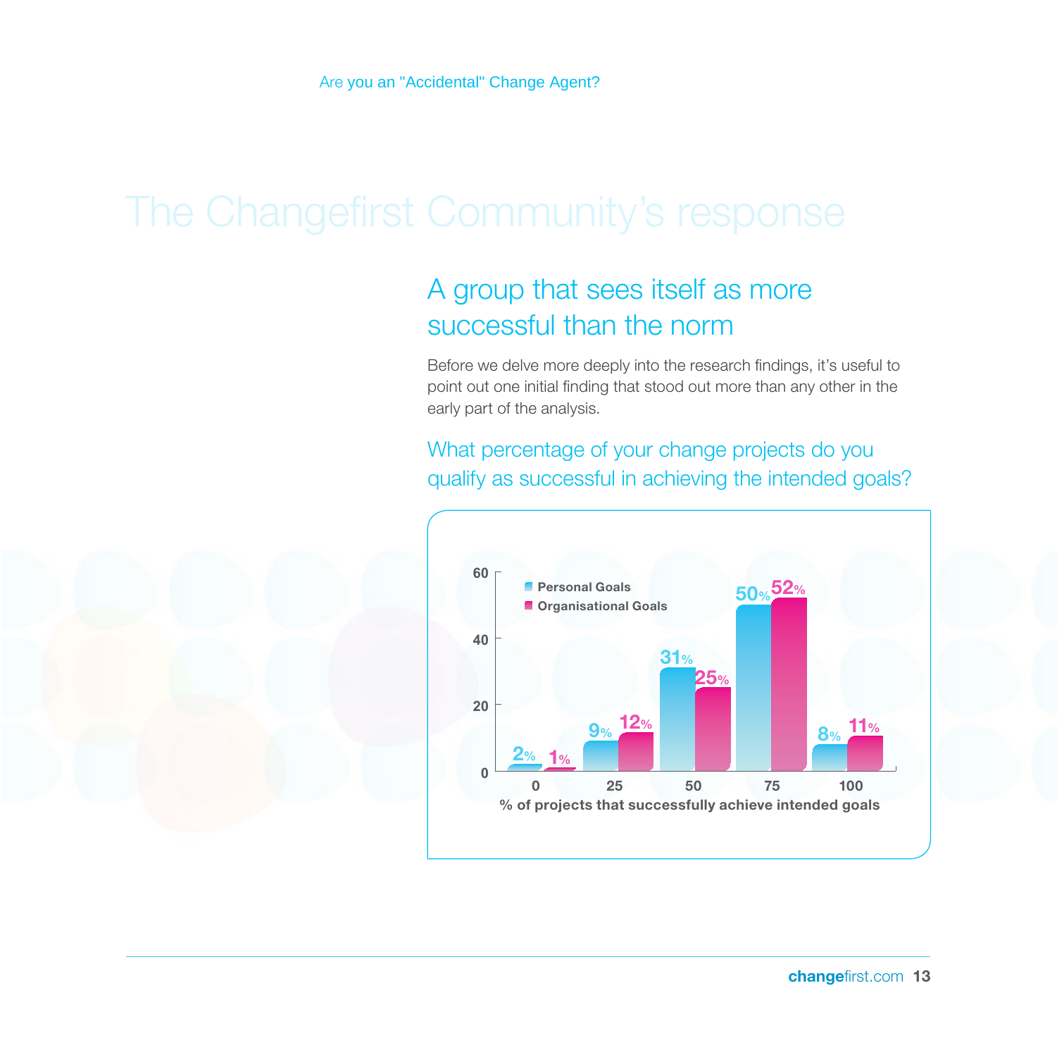# The Changefirst Community's response

## A group that sees itself as more successful than the norm

Before we delve more deeply into the research findings, it's useful to point out one initial finding that stood out more than any other in the early part of the analysis.

### What percentage of your change projects do you qualify as successful in achieving the intended goals?

| % of projects that successfully achieve intended goals | Personal Goals | Organisational Goals |
| --- | --- | --- |
| 0 | 2% | 1% |
| 25 | 9% | 12% |
| 50 | 31% | 25% |
| 75 | 50% | 52% |
| 100 | 8% | 11% |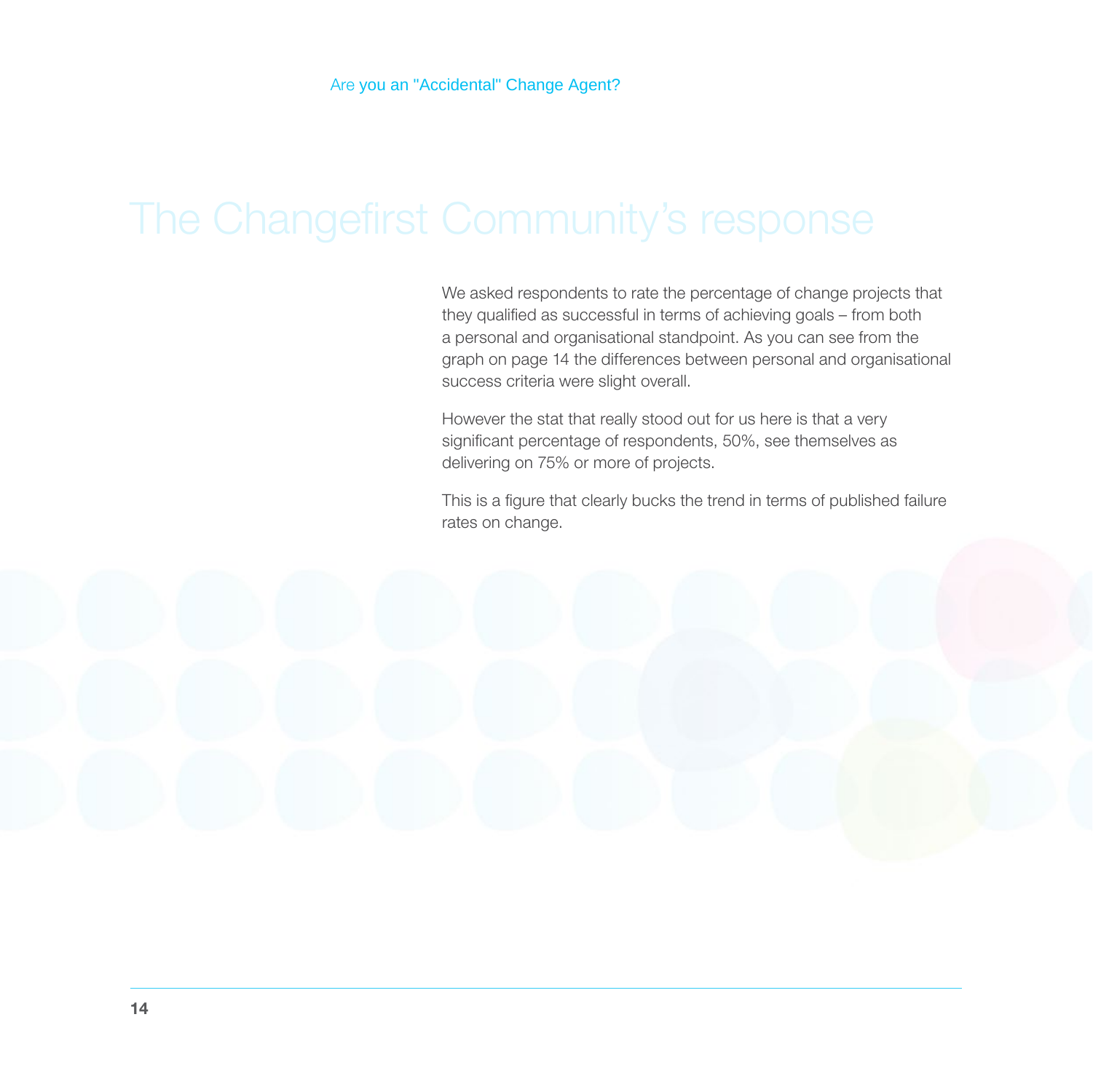# The Changefirst Community's response

We asked respondents to rate the percentage of change projects that they qualified as successful in terms of achieving goals – from both a personal and organisational standpoint. As you can see from the graph on page 14 the differences between personal and organisational success criteria were slight overall.

However the stat that really stood out for us here is that a very significant percentage of respondents, 50%, see themselves as delivering on 75% or more of projects.

This is a figure that clearly bucks the trend in terms of published failure rates on change.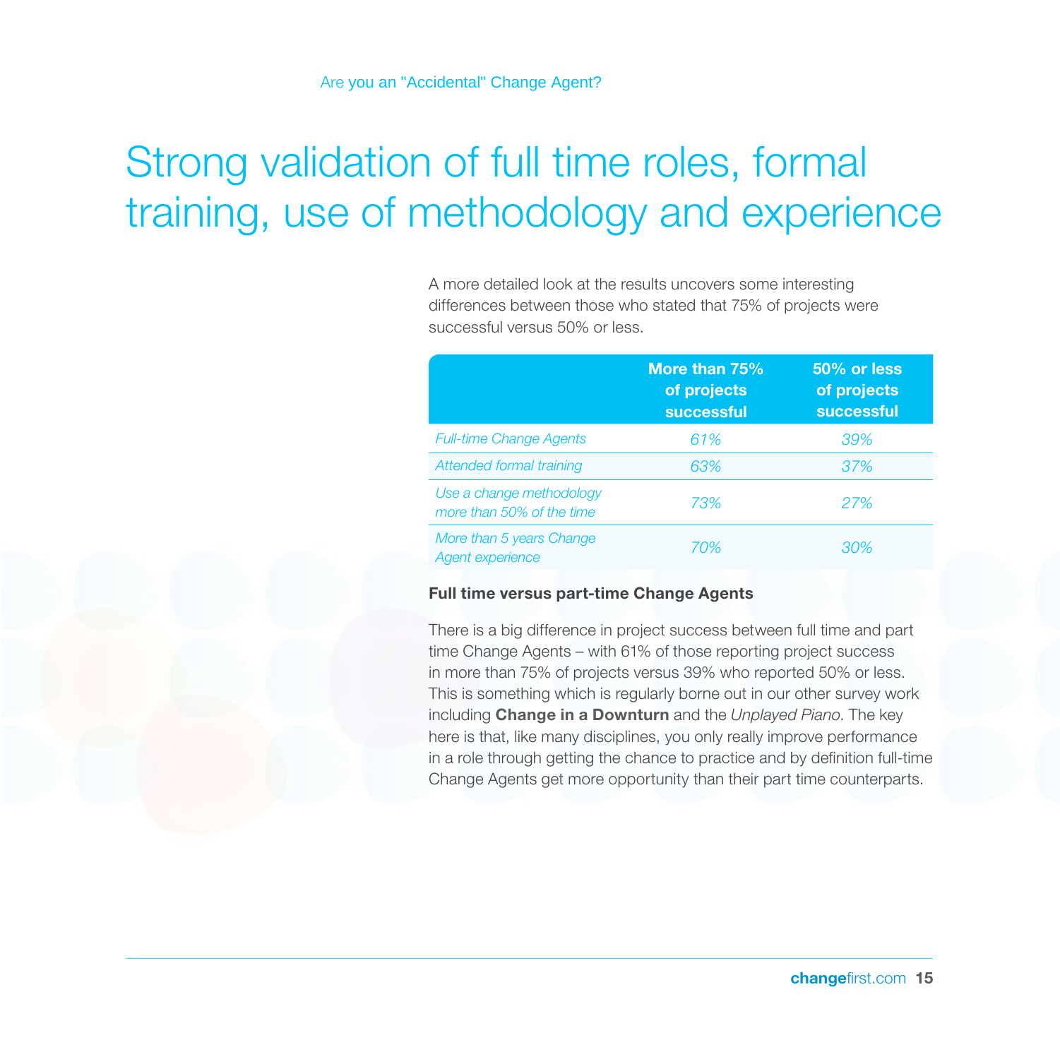# Strong validation of full time roles, formal training, use of methodology and experience

A more detailed look at the results uncovers some interesting differences between those who stated that 75% of projects were successful versus 50% or less.

| | More than 75% of projects successful | 50% or less of projects successful |
|---|---|---|
| *Full-time Change Agents* | *61%* | *39%* |
| *Attended formal training* | *63%* | *37%* |
| *Use a change methodology more than 50% of the time* | *73%* | *27%* |
| *More than 5 years Change Agent experience* | *70%* | *30%* |

**Full time versus part-time Change Agents**

There is a big difference in project success between full time and part time Change Agents – with 61% of those reporting project success in more than 75% of projects versus 39% who reported 50% or less. This is something which is regularly borne out in our other survey work including **Change in a Downturn** and the *Unplayed Piano.* The key here is that, like many disciplines, you only really improve performance in a role through getting the chance to practice and by definition full-time Change Agents get more opportunity than their part time counterparts.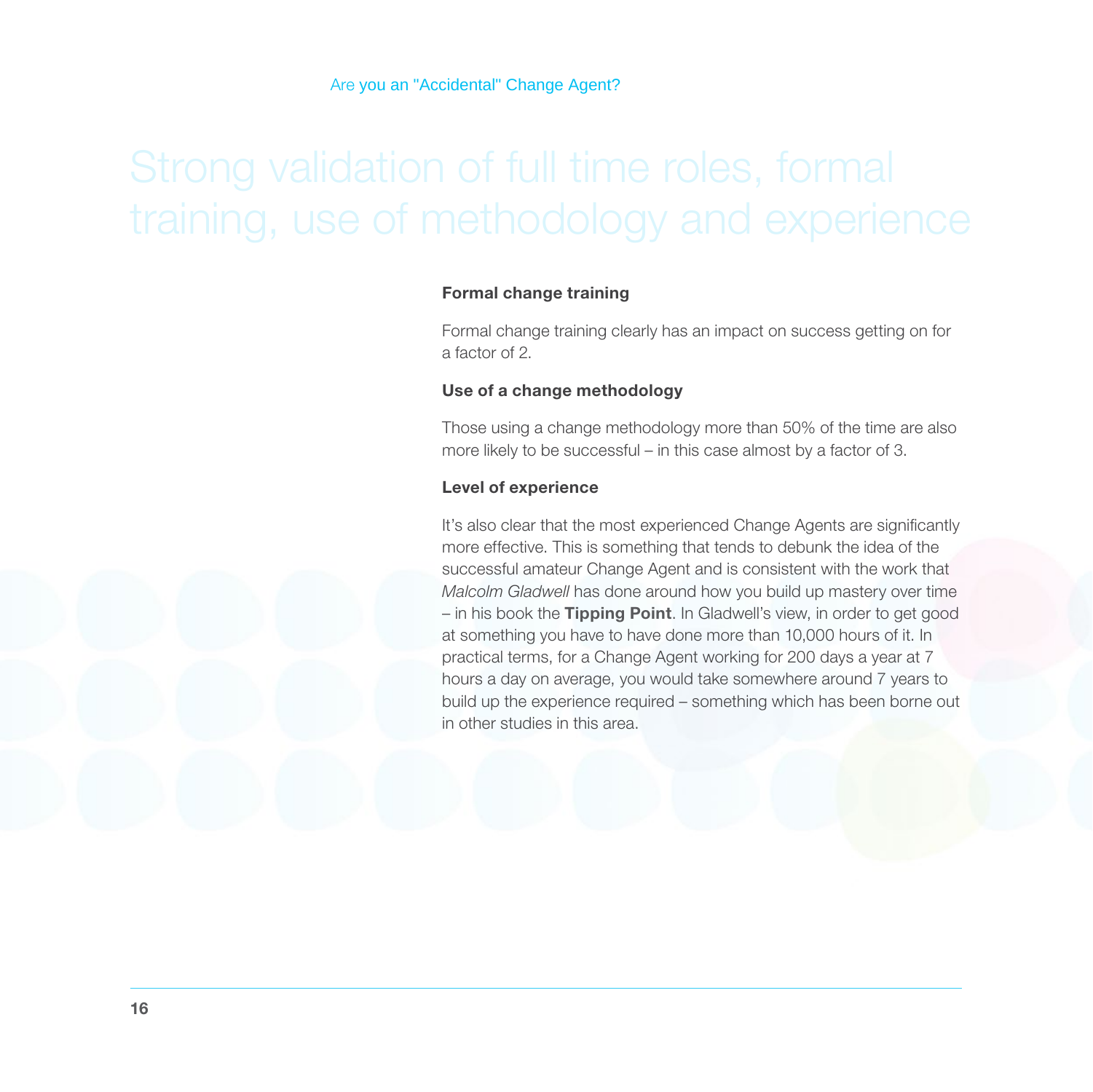# Strong validation of full time roles, formal training, use of methodology and experience

### Formal change training

Formal change training clearly has an impact on success getting on for a factor of 2.

### Use of a change methodology

Those using a change methodology more than 50% of the time are also more likely to be successful – in this case almost by a factor of 3.

### Level of experience

It's also clear that the most experienced Change Agents are significantly more effective. This is something that tends to debunk the idea of the successful amateur Change Agent and is consistent with the work that *Malcolm Gladwell* has done around how you build up mastery over time – in his book the **Tipping Point**. In Gladwell's view, in order to get good at something you have to have done more than 10,000 hours of it. In practical terms, for a Change Agent working for 200 days a year at 7 hours a day on average, you would take somewhere around 7 years to build up the experience required – something which has been borne out in other studies in this area.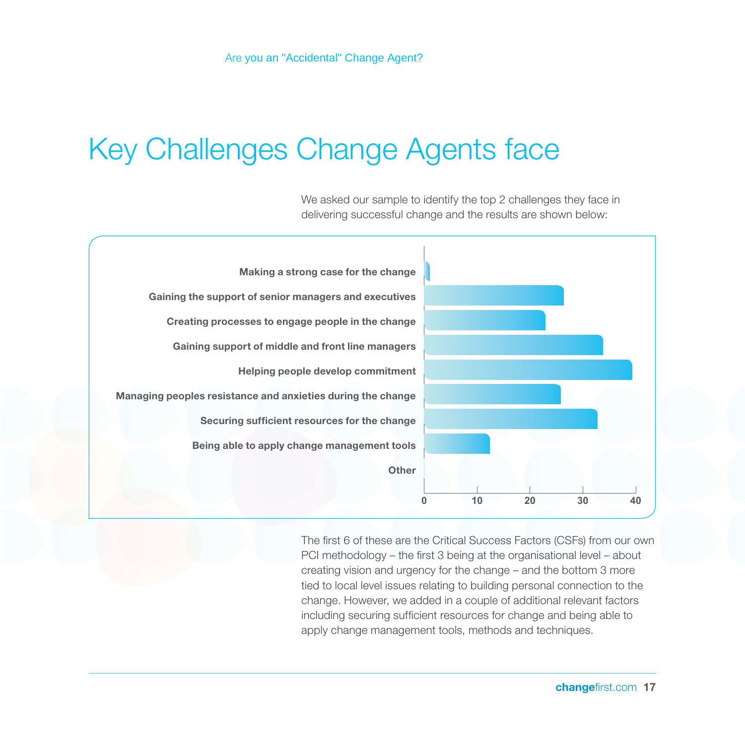# Key Challenges Change Agents face

We asked our sample to identify the top 2 challenges they face in delivering successful change and the results are shown below:

Making a strong case for the change

Gaining the support of senior managers and executives

Creating processes to engage people in the change

Gaining support of middle and front line managers

Helping people develop commitment

Managing peoples resistance and anxieties during the change

Securing sufficient resources for the change

Being able to apply change management tools

Other

0 10 20 30 40

The first 6 of these are the Critical Success Factors (CSFs) from our own PCI methodology – the first 3 being at the organisational level – about creating vision and urgency for the change – and the bottom 3 more tied to local level issues relating to building personal connection to the change. However, we added in a couple of additional relevant factors including securing sufficient resources for change and being able to apply change management tools, methods and techniques.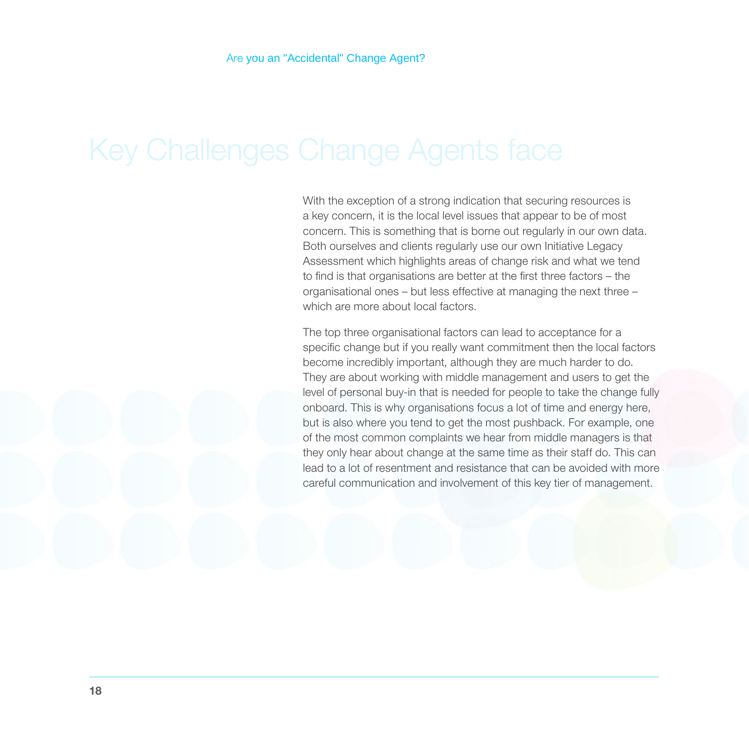# Key Challenges Change Agents face

With the exception of a strong indication that securing resources is a key concern, it is the local level issues that appear to be of most concern. This is something that is borne out regularly in our own data. Both ourselves and clients regularly use our own Initiative Legacy Assessment which highlights areas of change risk and what we tend to find is that organisations are better at the first three factors – the organisational ones – but less effective at managing the next three – which are more about local factors.

The top three organisational factors can lead to acceptance for a specific change but if you really want commitment then the local factors become incredibly important, although they are much harder to do. They are about working with middle management and users to get the level of personal buy-in that is needed for people to take the change fully onboard. This is why organisations focus a lot of time and energy here, but is also where you tend to get the most pushback. For example, one of the most common complaints we hear from middle managers is that they only hear about change at the same time as their staff do. This can lead to a lot of resentment and resistance that can be avoided with more careful communication and involvement of this key tier of management.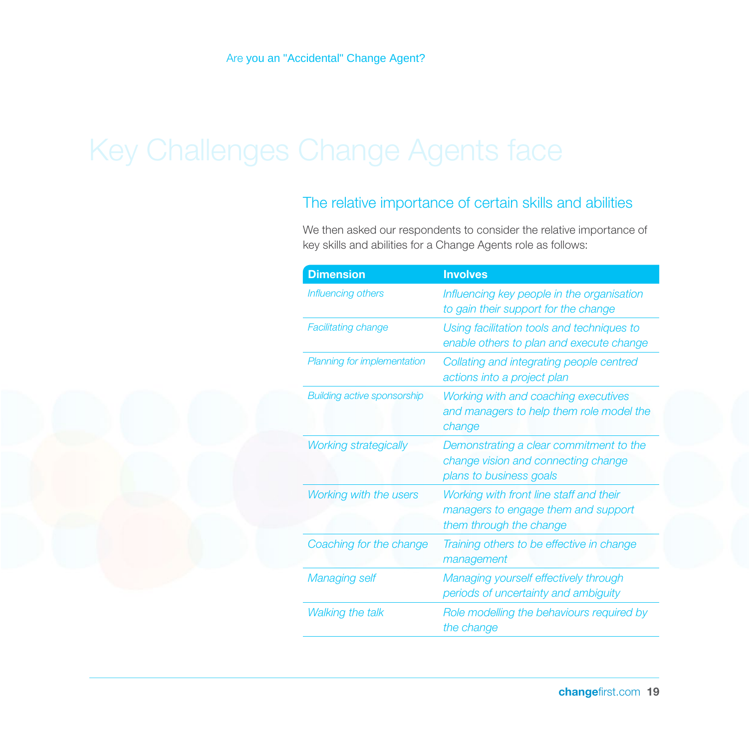# Key Challenges Change Agents face

## The relative importance of certain skills and abilities

We then asked our respondents to consider the relative importance of key skills and abilities for a Change Agents role as follows:

| Dimension | Involves |
|---|---|
| *Influencing others* | *Influencing key people in the organisation to gain their support for the change* |
| *Facilitating change* | *Using facilitation tools and techniques to enable others to plan and execute change* |
| *Planning for implementation* | *Collating and integrating people centred actions into a project plan* |
| *Building active sponsorship* | *Working with and coaching executives and managers to help them role model the change* |
| *Working strategically* | *Demonstrating a clear commitment to the change vision and connecting change plans to business goals* |
| *Working with the users* | *Working with front line staff and their managers to engage them and support them through the change* |
| *Coaching for the change* | *Training others to be effective in change management* |
| *Managing self* | *Managing yourself effectively through periods of uncertainty and ambiguity* |
| *Walking the talk* | *Role modelling the behaviours required by the change* |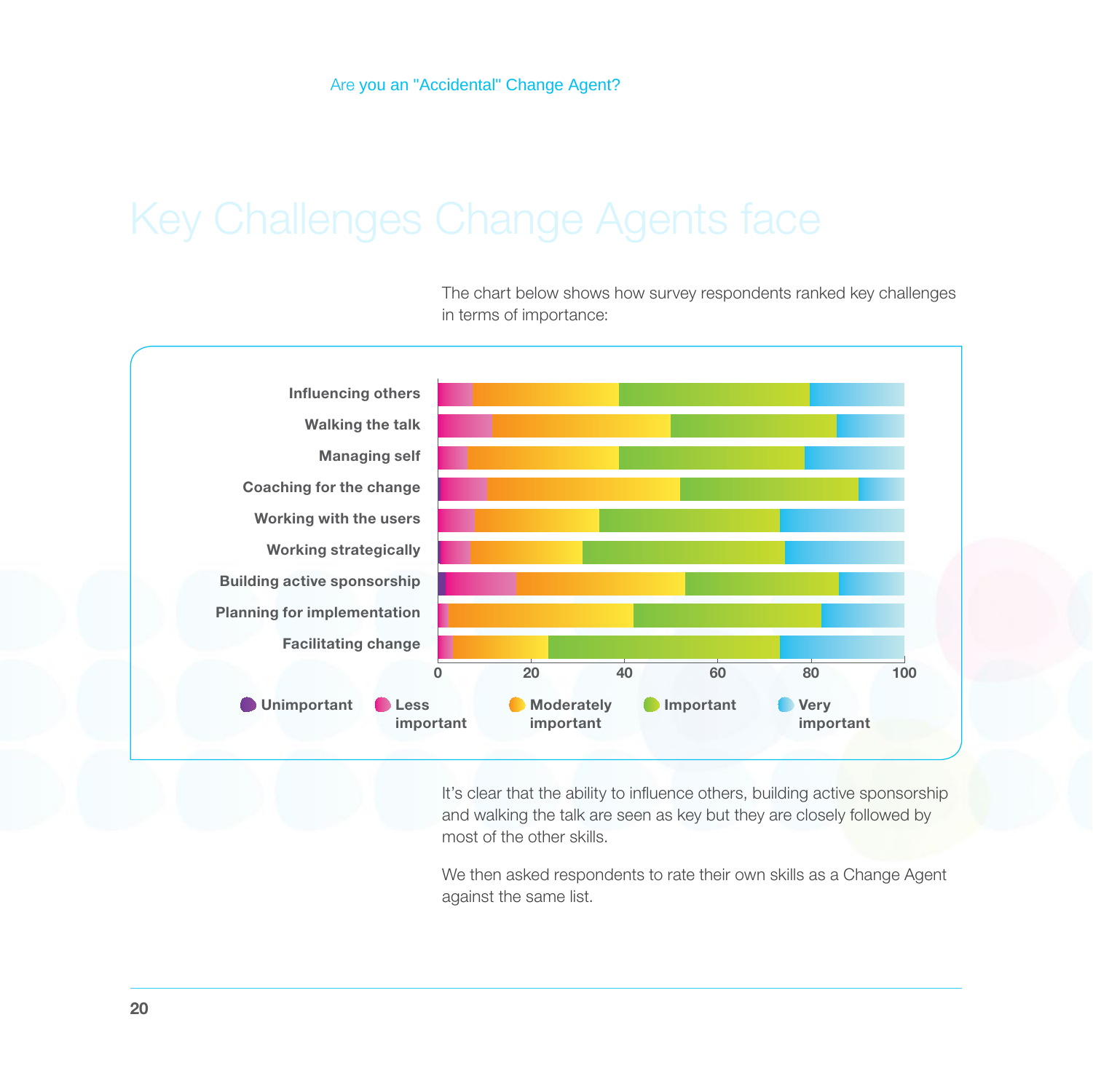# Key Challenges Change Agents face

The chart below shows how survey respondents ranked key challenges in terms of importance:

Influencing others
Walking the talk
Managing self
Coaching for the change
Working with the users
Working strategically
Building active sponsorship
Planning for implementation
Facilitating change

0 20 40 60 80 100

Unimportant · Less important · Moderately important · Important · Very important

It's clear that the ability to influence others, building active sponsorship and walking the talk are seen as key but they are closely followed by most of the other skills.

We then asked respondents to rate their own skills as a Change Agent against the same list.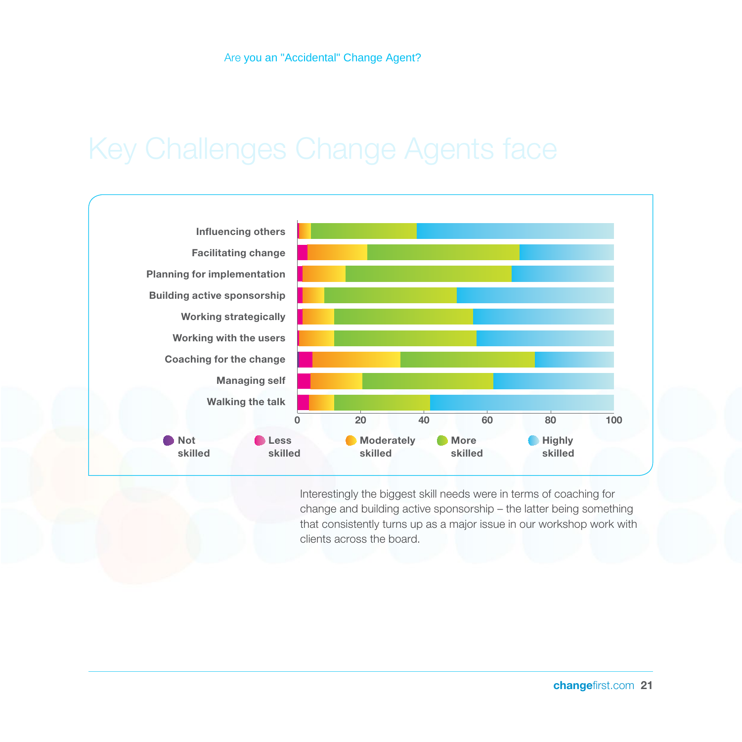# Key Challenges Change Agents face

Influencing others
Facilitating change
Planning for implementation
Building active sponsorship
Working strategically
Working with the users
Coaching for the change
Managing self
Walking the talk

0 20 40 60 80 100

Not skilled | Less skilled | Moderately skilled | More skilled | Highly skilled

Interestingly the biggest skill needs were in terms of coaching for change and building active sponsorship – the latter being something that consistently turns up as a major issue in our workshop work with clients across the board.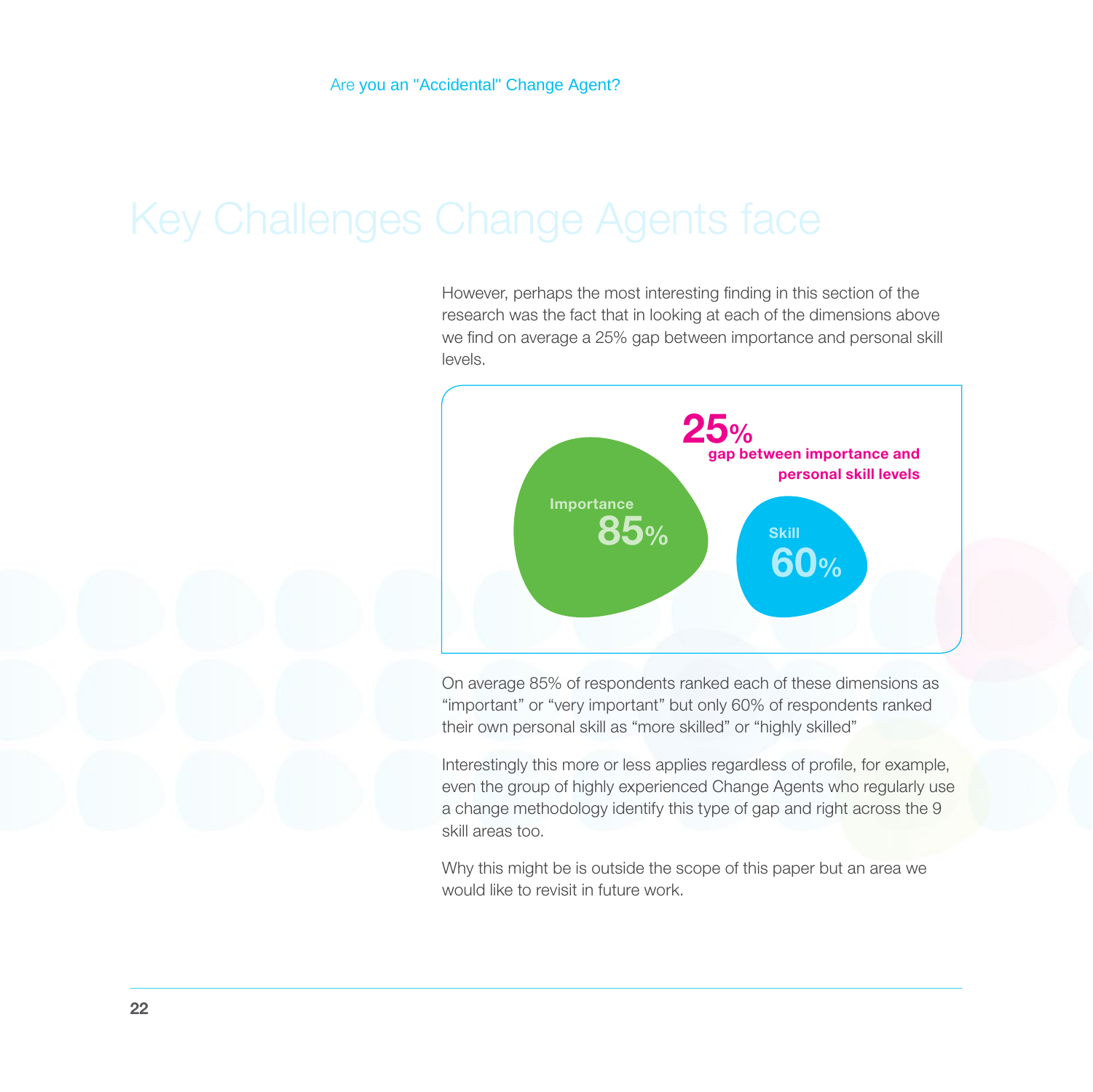# Key Challenges Change Agents face

However, perhaps the most interesting finding in this section of the research was the fact that in looking at each of the dimensions above we find on average a 25% gap between importance and personal skill levels.

**25%**
**gap between importance and personal skill levels**

**Importance**
**85%**

**Skill**
**60%**

On average 85% of respondents ranked each of these dimensions as “important” or “very important” but only 60% of respondents ranked their own personal skill as “more skilled” or “highly skilled”

Interestingly this more or less applies regardless of profile, for example, even the group of highly experienced Change Agents who regularly use a change methodology identify this type of gap and right across the 9 skill areas too.

Why this might be is outside the scope of this paper but an area we would like to revisit in future work.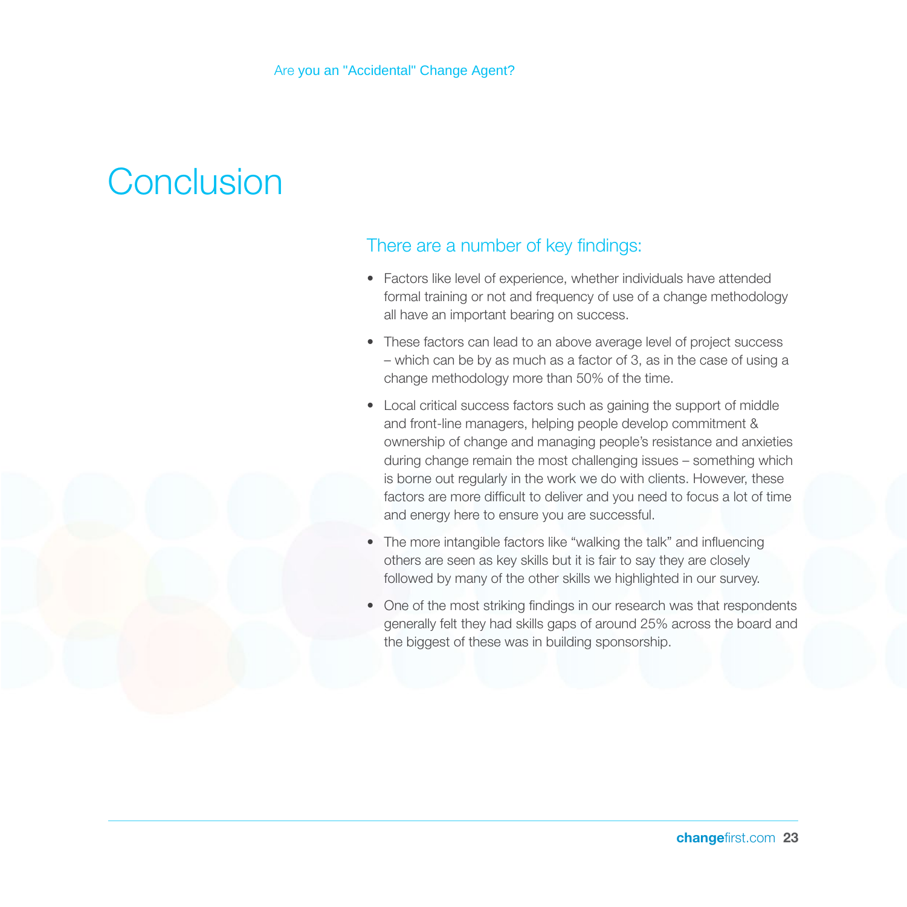# Conclusion

## There are a number of key findings:

- Factors like level of experience, whether individuals have attended formal training or not and frequency of use of a change methodology all have an important bearing on success.
- These factors can lead to an above average level of project success – which can be by as much as a factor of 3, as in the case of using a change methodology more than 50% of the time.
- Local critical success factors such as gaining the support of middle and front-line managers, helping people develop commitment & ownership of change and managing people's resistance and anxieties during change remain the most challenging issues – something which is borne out regularly in the work we do with clients. However, these factors are more difficult to deliver and you need to focus a lot of time and energy here to ensure you are successful.
- The more intangible factors like "walking the talk" and influencing others are seen as key skills but it is fair to say they are closely followed by many of the other skills we highlighted in our survey.
- One of the most striking findings in our research was that respondents generally felt they had skills gaps of around 25% across the board and the biggest of these was in building sponsorship.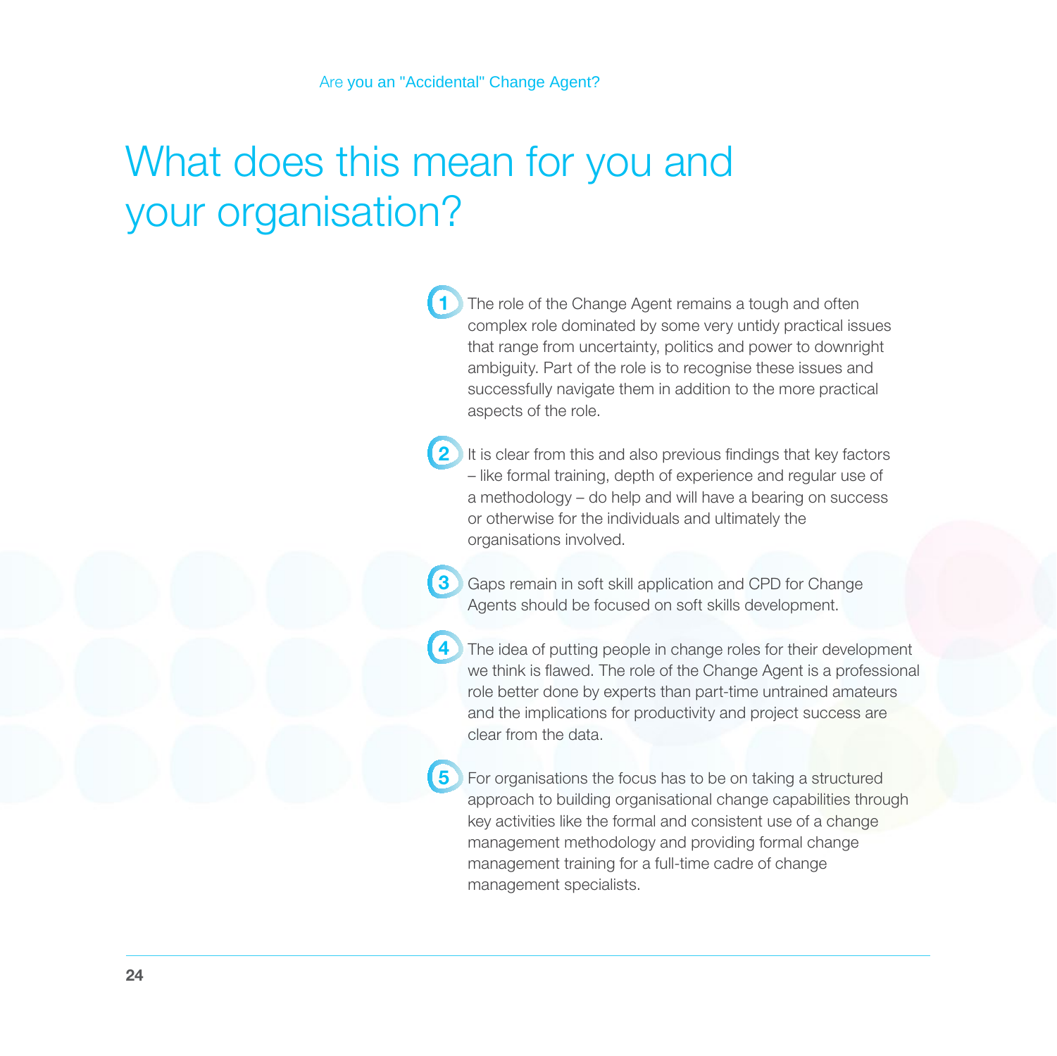# What does this mean for you and your organisation?

1. The role of the Change Agent remains a tough and often complex role dominated by some very untidy practical issues that range from uncertainty, politics and power to downright ambiguity. Part of the role is to recognise these issues and successfully navigate them in addition to the more practical aspects of the role.

2. It is clear from this and also previous findings that key factors – like formal training, depth of experience and regular use of a methodology – do help and will have a bearing on success or otherwise for the individuals and ultimately the organisations involved.

3. Gaps remain in soft skill application and CPD for Change Agents should be focused on soft skills development.

4. The idea of putting people in change roles for their development we think is flawed. The role of the Change Agent is a professional role better done by experts than part-time untrained amateurs and the implications for productivity and project success are clear from the data.

5. For organisations the focus has to be on taking a structured approach to building organisational change capabilities through key activities like the formal and consistent use of a change management methodology and providing formal change management training for a full-time cadre of change management specialists.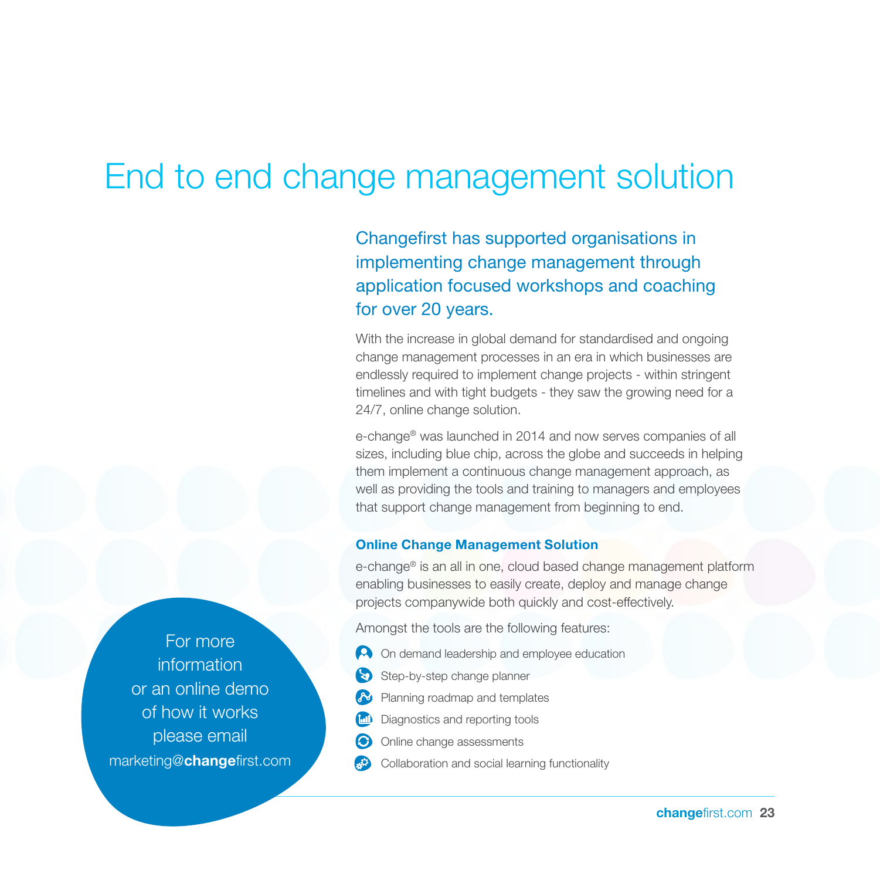# End to end change management solution

## Changefirst has supported organisations in implementing change management through application focused workshops and coaching for over 20 years.

With the increase in global demand for standardised and ongoing change management processes in an era in which businesses are endlessly required to implement change projects - within stringent timelines and with tight budgets - they saw the growing need for a 24/7, online change solution.

e-change® was launched in 2014 and now serves companies of all sizes, including blue chip, across the globe and succeeds in helping them implement a continuous change management approach, as well as providing the tools and training to managers and employees that support change management from beginning to end.

### Online Change Management Solution

e-change® is an all in one, cloud based change management platform enabling businesses to easily create, deploy and manage change projects companywide both quickly and cost-effectively.

Amongst the tools are the following features:

- On demand leadership and employee education
- Step-by-step change planner
- Planning roadmap and templates
- Diagnostics and reporting tools
- Online change assessments
- Collaboration and social learning functionality

For more information or an online demo of how it works please email marketing@**change**first.com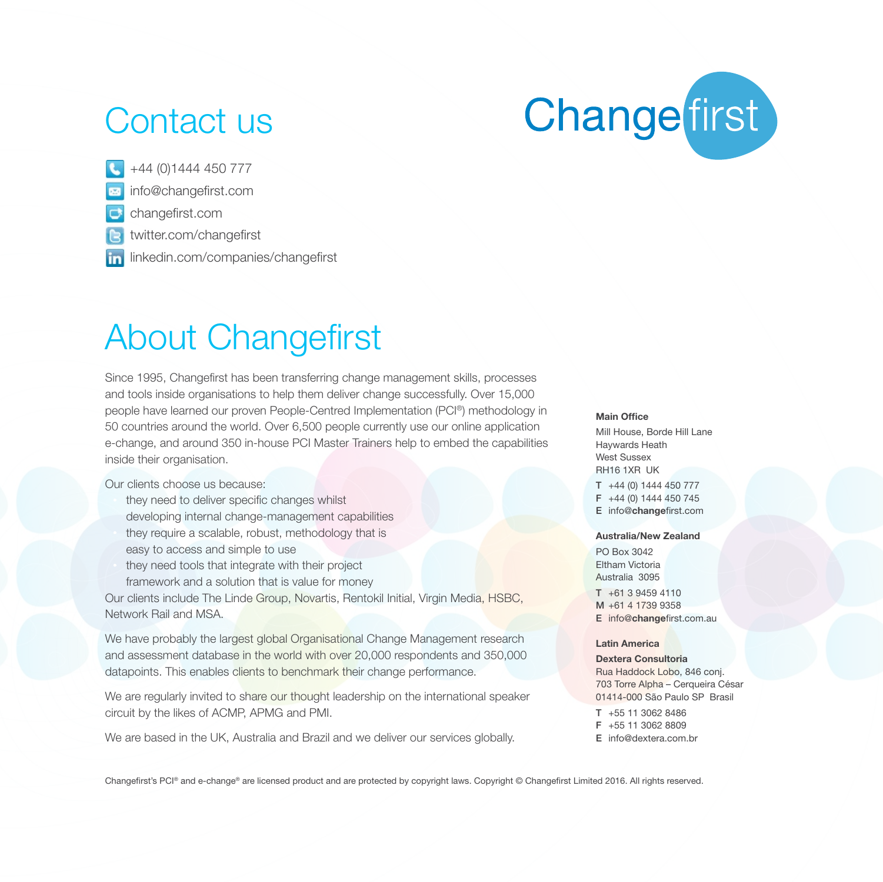# Contact us

+44 (0)1444 450 777
info@changefirst.com
changefirst.com
twitter.com/changefirst
linkedin.com/companies/changefirst

Changefirst

# About Changefirst

Since 1995, Changefirst has been transferring change management skills, processes and tools inside organisations to help them deliver change successfully. Over 15,000 people have learned our proven People-Centred Implementation (PCI®) methodology in 50 countries around the world. Over 6,500 people currently use our online application e-change, and around 350 in-house PCI Master Trainers help to embed the capabilities inside their organisation.

Our clients choose us because:

- they need to deliver specific changes whilst developing internal change-management capabilities
- they require a scalable, robust, methodology that is easy to access and simple to use
- they need tools that integrate with their project framework and a solution that is value for money

Our clients include The Linde Group, Novartis, Rentokil Initial, Virgin Media, HSBC, Network Rail and MSA.

We have probably the largest global Organisational Change Management research and assessment database in the world with over 20,000 respondents and 350,000 datapoints. This enables clients to benchmark their change performance.

We are regularly invited to share our thought leadership on the international speaker circuit by the likes of ACMP, APMG and PMI.

We are based in the UK, Australia and Brazil and we deliver our services globally.

**Main Office**
Mill House, Borde Hill Lane
Haywards Heath
West Sussex
RH16 1XR UK
T +44 (0) 1444 450 777
F +44 (0) 1444 450 745
E info@**change**first.com

**Australia/New Zealand**
PO Box 3042
Eltham Victoria
Australia 3095
T +61 3 9459 4110
M +61 4 1739 9358
E info@**change**first.com.au

**Latin America**
**Dextera Consultoria**
Rua Haddock Lobo, 846 conj.
703 Torre Alpha – Cerqueira César
01414-000 São Paulo SP Brasil
T +55 11 3062 8486
F +55 11 3062 8809
E info@dextera.com.br

Changefirst's PCI® and e-change® are licensed product and are protected by copyright laws. Copyright © Changefirst Limited 2016. All rights reserved.